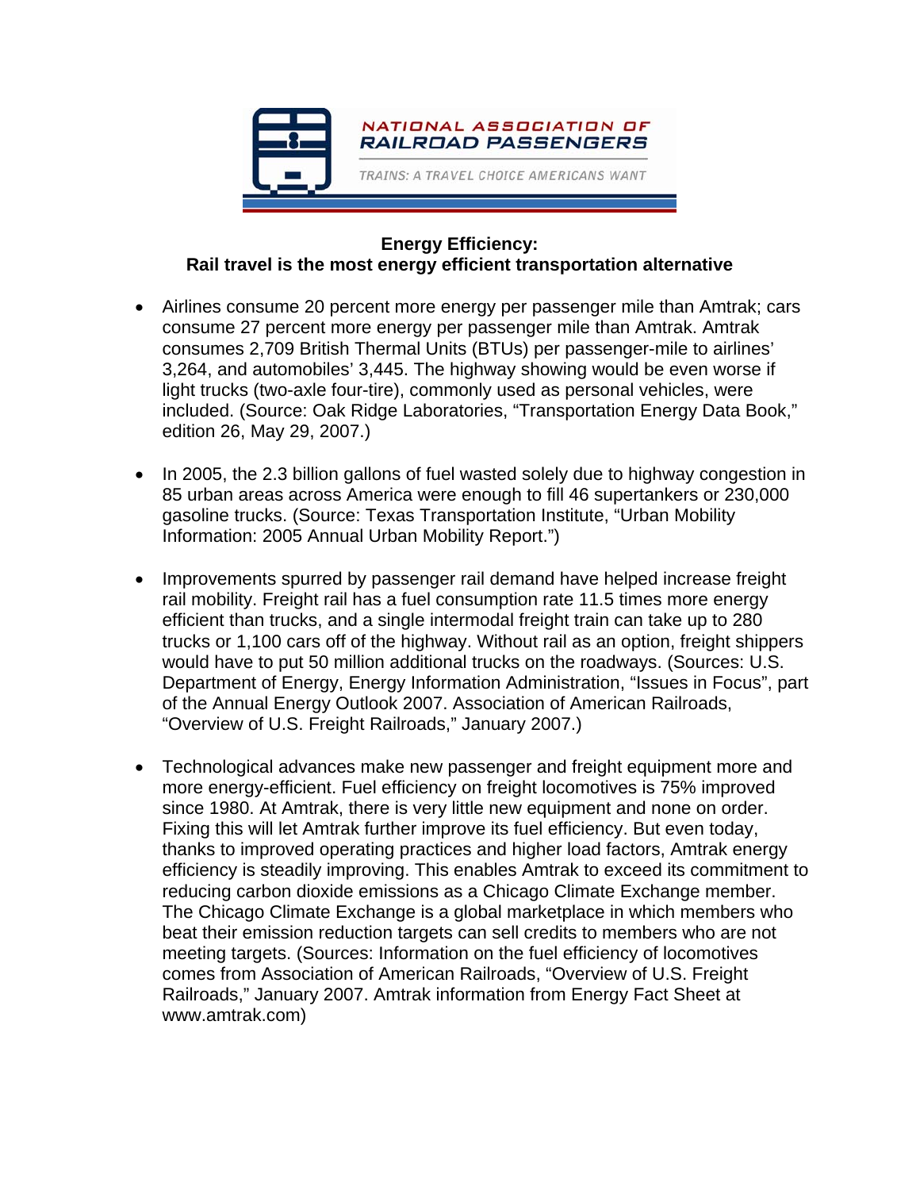NATIONAL ASSOCIATION OF RAILROAD PASSENGERS

TRAINS: A TRAVEL CHOICE AMERICANS WANT

## Energy Efficiency: Rail travel is the most energy efficient transportation alternative

- Airlines consume 20 percent more energy per passenger mile than Amtrak; cars consume 27 percent more energy per passenger mile than Amtrak. Amtrak consumes 2,709 British Thermal Units (BTUs) per passenger-mile to airlines' 3,264, and automobiles' 3,445. The highway showing would be even worse if light trucks (two-axle four-tire), commonly used as personal vehicles, were included. (Source: Oak Ridge Laboratories, "Transportation Energy Data Book," edition 26, May 29, 2007.)

- In 2005, the 2.3 billion gallons of fuel wasted solely due to highway congestion in 85 urban areas across America were enough to fill 46 supertankers or 230,000 gasoline trucks. (Source: Texas Transportation Institute, "Urban Mobility Information: 2005 Annual Urban Mobility Report.")

- Improvements spurred by passenger rail demand have helped increase freight rail mobility. Freight rail has a fuel consumption rate 11.5 times more energy efficient than trucks, and a single intermodal freight train can take up to 280 trucks or 1,100 cars off of the highway. Without rail as an option, freight shippers would have to put 50 million additional trucks on the roadways. (Sources: U.S. Department of Energy, Energy Information Administration, "Issues in Focus", part of the Annual Energy Outlook 2007. Association of American Railroads, "Overview of U.S. Freight Railroads," January 2007.)

- Technological advances make new passenger and freight equipment more and more energy-efficient. Fuel efficiency on freight locomotives is 75% improved since 1980. At Amtrak, there is very little new equipment and none on order. Fixing this will let Amtrak further improve its fuel efficiency. But even today, thanks to improved operating practices and higher load factors, Amtrak energy efficiency is steadily improving. This enables Amtrak to exceed its commitment to reducing carbon dioxide emissions as a Chicago Climate Exchange member. The Chicago Climate Exchange is a global marketplace in which members who beat their emission reduction targets can sell credits to members who are not meeting targets. (Sources: Information on the fuel efficiency of locomotives comes from Association of American Railroads, "Overview of U.S. Freight Railroads," January 2007. Amtrak information from Energy Fact Sheet at www.amtrak.com)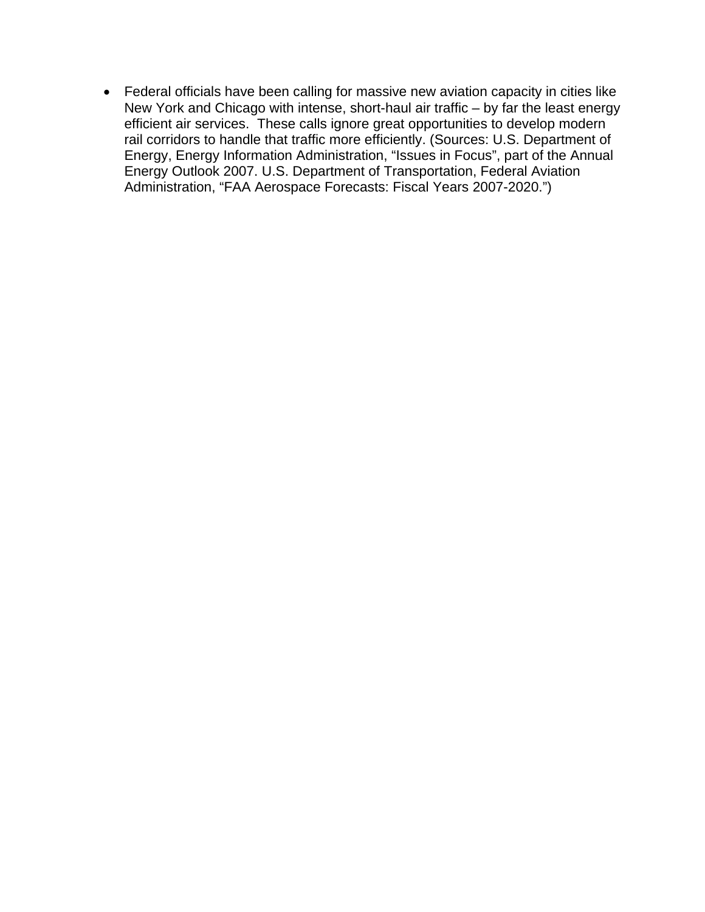- Federal officials have been calling for massive new aviation capacity in cities like New York and Chicago with intense, short-haul air traffic – by far the least energy efficient air services. These calls ignore great opportunities to develop modern rail corridors to handle that traffic more efficiently. (Sources: U.S. Department of Energy, Energy Information Administration, "Issues in Focus", part of the Annual Energy Outlook 2007. U.S. Department of Transportation, Federal Aviation Administration, "FAA Aerospace Forecasts: Fiscal Years 2007-2020.")